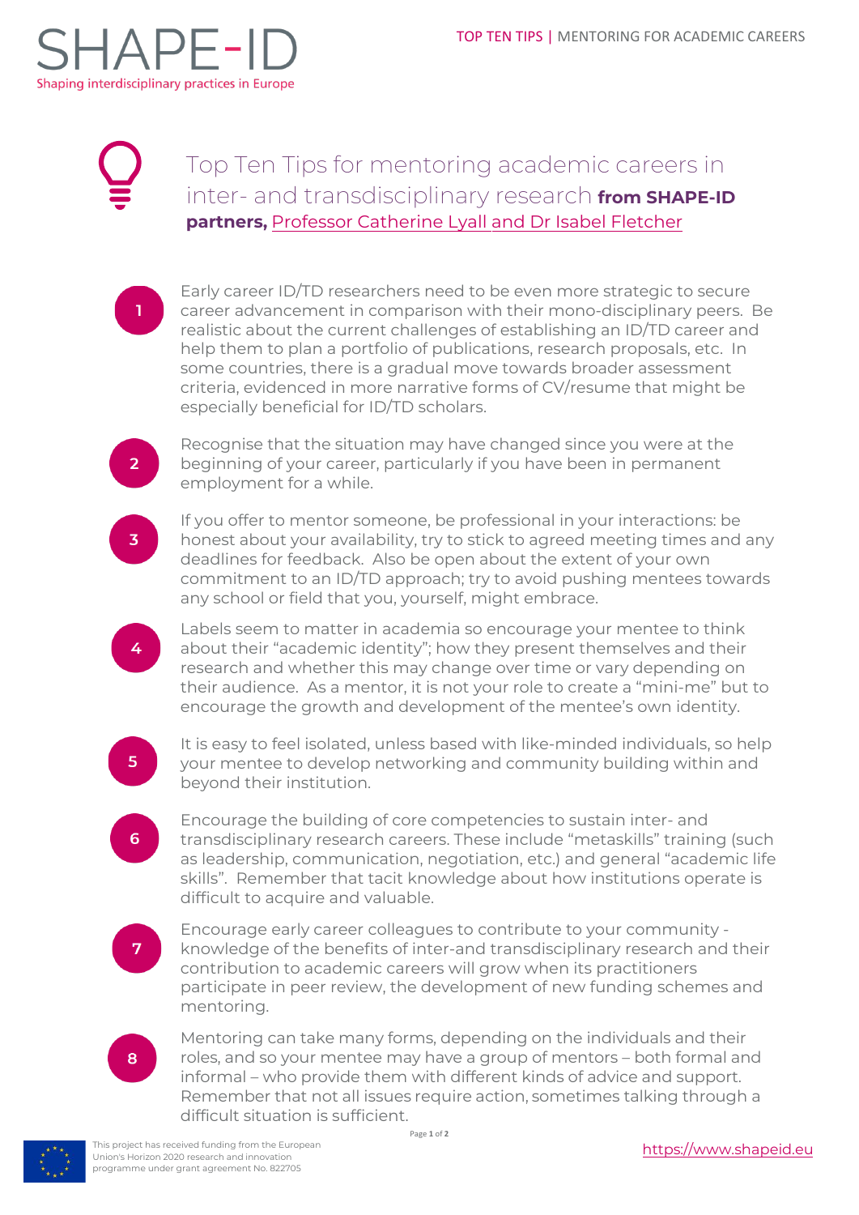# Top Ten Tips for mentoring academic careers in inter- and transdisciplinary research **from SHAPE-ID partners,** Professor Catherine Lyall and Dr Isabel Fletcher

1. Early career ID/TD researchers need to be even more strategic to secure career advancement in comparison with their mono-disciplinary peers. Be realistic about the current challenges of establishing an ID/TD career and help them to plan a portfolio of publications, research proposals, etc. In some countries, there is a gradual move towards broader assessment criteria, evidenced in more narrative forms of CV/resume that might be especially beneficial for ID/TD scholars.

2. Recognise that the situation may have changed since you were at the beginning of your career, particularly if you have been in permanent employment for a while.

3. If you offer to mentor someone, be professional in your interactions: be honest about your availability, try to stick to agreed meeting times and any deadlines for feedback. Also be open about the extent of your own commitment to an ID/TD approach; try to avoid pushing mentees towards any school or field that you, yourself, might embrace.

4. Labels seem to matter in academia so encourage your mentee to think about their "academic identity"; how they present themselves and their research and whether this may change over time or vary depending on their audience. As a mentor, it is not your role to create a "mini-me" but to encourage the growth and development of the mentee's own identity.

5. It is easy to feel isolated, unless based with like-minded individuals, so help your mentee to develop networking and community building within and beyond their institution.

6. Encourage the building of core competencies to sustain inter- and transdisciplinary research careers. These include "metaskills" training (such as leadership, communication, negotiation, etc.) and general "academic life skills". Remember that tacit knowledge about how institutions operate is difficult to acquire and valuable.

7. Encourage early career colleagues to contribute to your community - knowledge of the benefits of inter-and transdisciplinary research and their contribution to academic careers will grow when its practitioners participate in peer review, the development of new funding schemes and mentoring.

8. Mentoring can take many forms, depending on the individuals and their roles, and so your mentee may have a group of mentors – both formal and informal – who provide them with different kinds of advice and support. Remember that not all issues require action, sometimes talking through a difficult situation is sufficient.

This project has received funding from the European Union's Horizon 2020 research and innovation programme under grant agreement No. 822705

https://www.shapeid.eu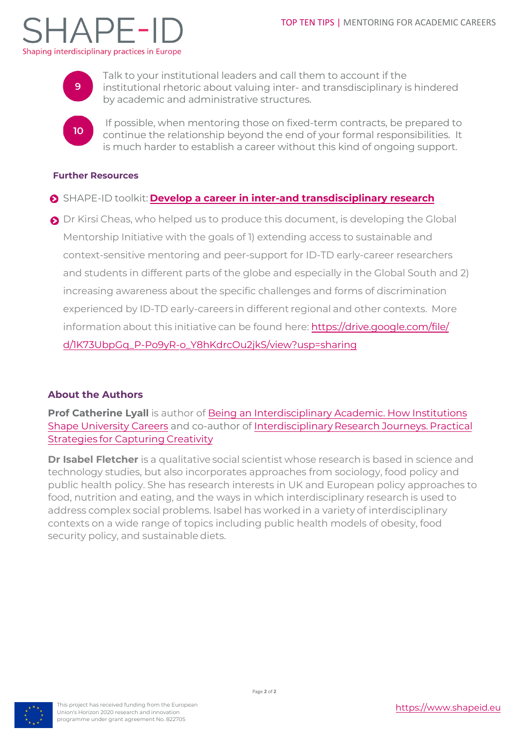9. Talk to your institutional leaders and call them to account if the institutional rhetoric about valuing inter- and transdisciplinary is hindered by academic and administrative structures.

10. If possible, when mentoring those on fixed-term contracts, be prepared to continue the relationship beyond the end of your formal responsibilities. It is much harder to establish a career without this kind of ongoing support.

### Further Resources

- SHAPE-ID toolkit: **Develop a career in inter-and transdisciplinary research**
- Dr Kirsi Cheas, who helped us to produce this document, is developing the Global Mentorship Initiative with the goals of 1) extending access to sustainable and context-sensitive mentoring and peer-support for ID-TD early-career researchers and students in different parts of the globe and especially in the Global South and 2) increasing awareness about the specific challenges and forms of discrimination experienced by ID-TD early-careers in different regional and other contexts. More information about this initiative can be found here: https://drive.google.com/file/d/1K73UbpGq_P-Po9yR-o_Y8hKdrcOu2jkS/view?usp=sharing

### About the Authors

**Prof Catherine Lyall** is author of Being an Interdisciplinary Academic. How Institutions Shape University Careers and co-author of Interdisciplinary Research Journeys. Practical Strategies for Capturing Creativity

**Dr Isabel Fletcher** is a qualitative social scientist whose research is based in science and technology studies, but also incorporates approaches from sociology, food policy and public health policy. She has research interests in UK and European policy approaches to food, nutrition and eating, and the ways in which interdisciplinary research is used to address complex social problems. Isabel has worked in a variety of interdisciplinary contexts on a wide range of topics including public health models of obesity, food security policy, and sustainable diets.

This project has received funding from the European Union's Horizon 2020 research and innovation programme under grant agreement No. 822705

https://www.shapeid.eu